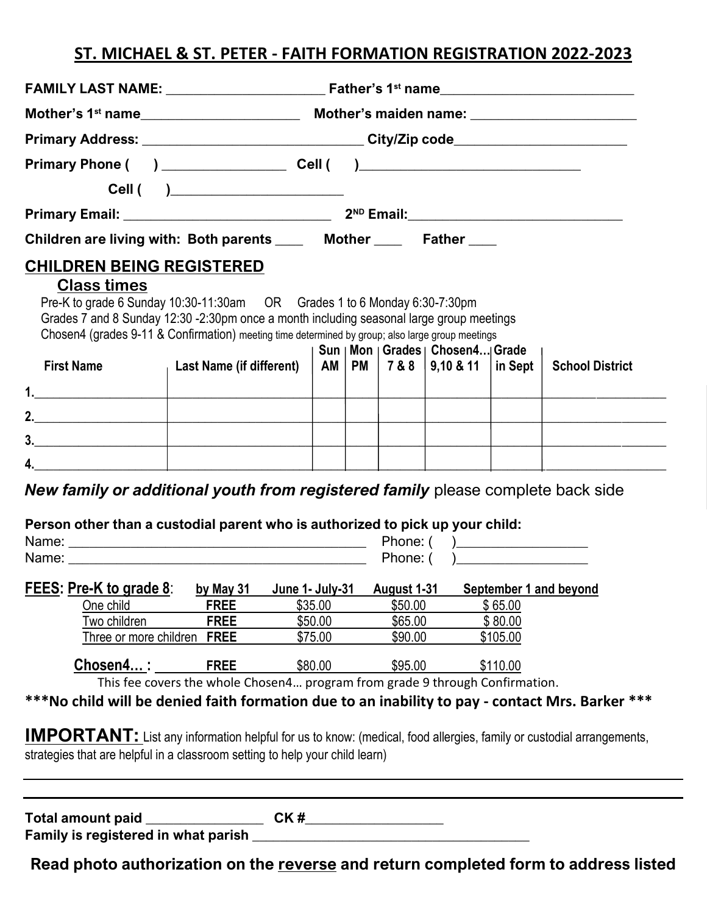# ST. MICHAEL & ST. PETER - FAITH FORMATION REGISTRATION 2022-2023

**FAMILY LAST NAME:** ____________________ **Father's 1st name**________________________

**Mother's 1st name**____________________ **Mother's maiden name:** ______________________

**Primary Address:** ____________________________ **City/Zip code**______________________

**Primary Phone (     )** ________________ **Cell (     )**____________________________

**Cell (     )**______________________

**Primary Email:** ___________________________ **2ND Email:**____________________________

**Children are living with: Both parents** ____ **Mother** ____ **Father** ____

## CHILDREN BEING REGISTERED

### Class times

Pre-K to grade 6 Sunday 10:30-11:30am OR Grades 1 to 6 Monday 6:30-7:30pm
Grades 7 and 8 Sunday 12:30 -2:30pm once a month including seasonal large group meetings
Chosen4 (grades 9-11 & Confirmation) meeting time determined by group; also large group meetings

| First Name | Last Name (if different) | Sun AM | Mon PM | Grades 7 & 8 | Chosen4… 9,10 & 11 | Grade in Sept | School District |
|---|---|---|---|---|---|---|---|
| 1. | | | | | | | |
| 2. | | | | | | | |
| 3. | | | | | | | |
| 4. | | | | | | | |

***New family or additional youth from registered family*** please complete back side

**Person other than a custodial parent who is authorized to pick up your child:**

Name: ______________________________________ Phone: (     )________________

Name: ______________________________________ Phone: (     )________________

| **FEES: Pre-K to grade 8:** | **by May 31** | **June 1- July-31** | **August 1-31** | **September 1 and beyond** |
|---|---|---|---|---|
| One child | **FREE** | $35.00 | $50.00 | $ 65.00 |
| Two children | **FREE** | $50.00 | $65.00 | $ 80.00 |
| Three or more children | **FREE** | $75.00 | $90.00 | $105.00 |
| **Chosen4… :** | **FREE** | $80.00 | $95.00 | $110.00 |

This fee covers the whole Chosen4… program from grade 9 through Confirmation.

**\*\*\*No child will be denied faith formation due to an inability to pay - contact Mrs. Barker \*\*\***

**IMPORTANT:** List any information helpful for us to know: (medical, food allergies, family or custodial arrangements, strategies that are helpful in a classroom setting to help your child learn)

______________________________________________________________________________

______________________________________________________________________________

**Total amount paid** ______________ **CK #**_________________

**Family is registered in what parish** ____________________________________

**Read photo authorization on the reverse and return completed form to address listed**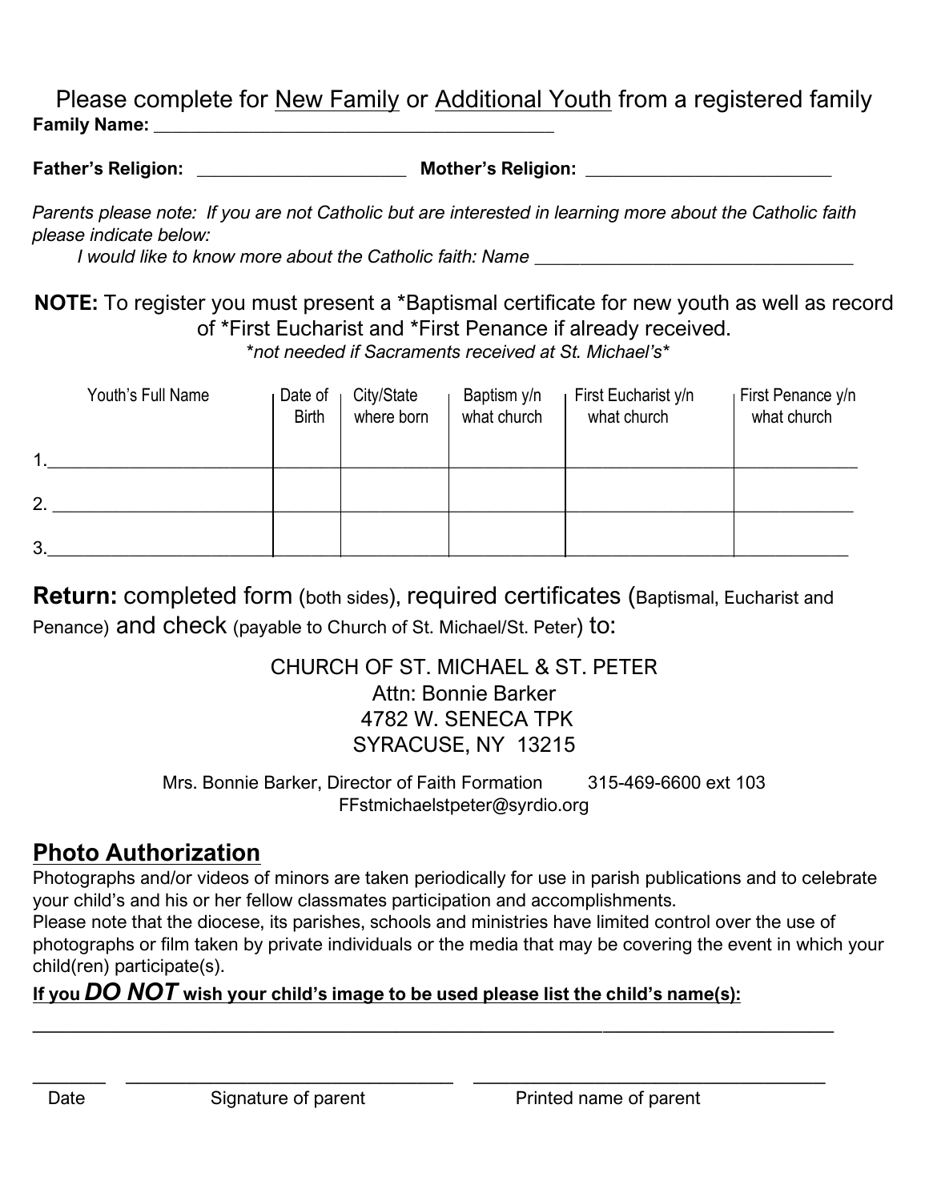Please complete for New Family or Additional Youth from a registered family

**Family Name:** ________________________________________

**Father's Religion:** _____________________ **Mother's Religion:** ________________________

*Parents please note: If you are not Catholic but are interested in learning more about the Catholic faith please indicate below:*

*I would like to know more about the Catholic faith: Name* ________________________________

**NOTE:** To register you must present a *Baptismal certificate for new youth as well as record of *First Eucharist and *First Penance if already received.

*\*not needed if Sacraments received at St. Michael's\**

| Youth's Full Name | Date of Birth | City/State where born | Baptism y/n what church | First Eucharist y/n what church | First Penance y/n what church |
|---|---|---|---|---|---|
| 1. | | | | | |
| 2. | | | | | |
| 3. | | | | | |

**Return:** completed form (both sides), required certificates (Baptismal, Eucharist and Penance) and check (payable to Church of St. Michael/St. Peter) to:

CHURCH OF ST. MICHAEL & ST. PETER
Attn: Bonnie Barker
4782 W. SENECA TPK
SYRACUSE, NY 13215

Mrs. Bonnie Barker, Director of Faith Formation 315-469-6600 ext 103
FFstmichaelstpeter@syrdio.org

## Photo Authorization

Photographs and/or videos of minors are taken periodically for use in parish publications and to celebrate your child's and his or her fellow classmates participation and accomplishments.
Please note that the diocese, its parishes, schools and ministries have limited control over the use of photographs or film taken by private individuals or the media that may be covering the event in which your child(ren) participate(s).

**If you *DO NOT* wish your child's image to be used please list the child's name(s):**

________________________________________________________________________________

_______ ________________________________ ________________________________

Date Signature of parent Printed name of parent